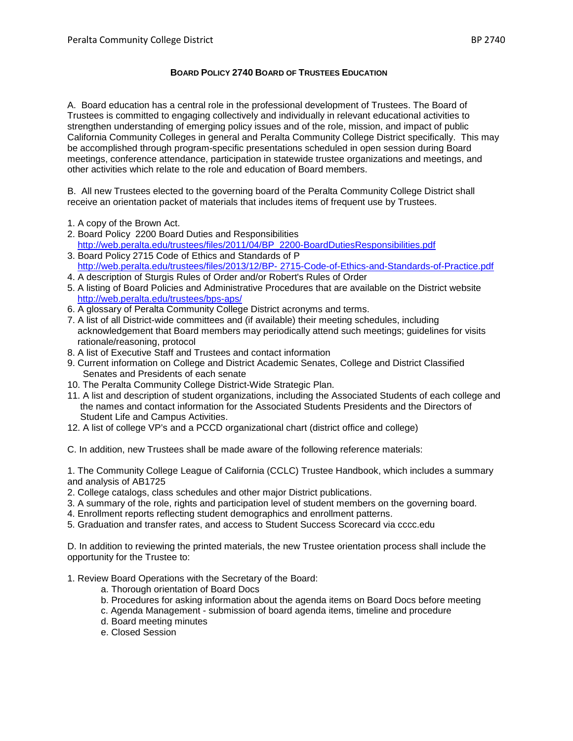**BOARD POLICY 2740 BOARD OF TRUSTEES EDUCATION**

A. Board education has a central role in the professional development of Trustees. The Board of Trustees is committed to engaging collectively and individually in relevant educational activities to strengthen understanding of emerging policy issues and of the role, mission, and impact of public California Community Colleges in general and Peralta Community College District specifically. This may be accomplished through program-specific presentations scheduled in open session during Board meetings, conference attendance, participation in statewide trustee organizations and meetings, and other activities which relate to the role and education of Board members.

B. All new Trustees elected to the governing board of the Peralta Community College District shall receive an orientation packet of materials that includes items of frequent use by Trustees.

1. A copy of the Brown Act.
2. Board Policy 2200 Board Duties and Responsibilities
   http://web.peralta.edu/trustees/files/2011/04/BP_2200-BoardDutiesResponsibilities.pdf
3. Board Policy 2715 Code of Ethics and Standards of P
   http://web.peralta.edu/trustees/files/2013/12/BP- 2715-Code-of-Ethics-and-Standards-of-Practice.pdf
4. A description of Sturgis Rules of Order and/or Robert's Rules of Order
5. A listing of Board Policies and Administrative Procedures that are available on the District website
   http://web.peralta.edu/trustees/bps-aps/
6. A glossary of Peralta Community College District acronyms and terms.
7. A list of all District-wide committees and (if available) their meeting schedules, including acknowledgement that Board members may periodically attend such meetings; guidelines for visits rationale/reasoning, protocol
8. A list of Executive Staff and Trustees and contact information
9. Current information on College and District Academic Senates, College and District Classified Senates and Presidents of each senate
10. The Peralta Community College District-Wide Strategic Plan.
11. A list and description of student organizations, including the Associated Students of each college and the names and contact information for the Associated Students Presidents and the Directors of Student Life and Campus Activities.
12. A list of college VP's and a PCCD organizational chart (district office and college)

C. In addition, new Trustees shall be made aware of the following reference materials:

1. The Community College League of California (CCLC) Trustee Handbook, which includes a summary and analysis of AB1725
2. College catalogs, class schedules and other major District publications.
3. A summary of the role, rights and participation level of student members on the governing board.
4. Enrollment reports reflecting student demographics and enrollment patterns.
5. Graduation and transfer rates, and access to Student Success Scorecard via cccc.edu

D. In addition to reviewing the printed materials, the new Trustee orientation process shall include the opportunity for the Trustee to:

1. Review Board Operations with the Secretary of the Board:
   a. Thorough orientation of Board Docs
   b. Procedures for asking information about the agenda items on Board Docs before meeting
   c. Agenda Management - submission of board agenda items, timeline and procedure
   d. Board meeting minutes
   e. Closed Session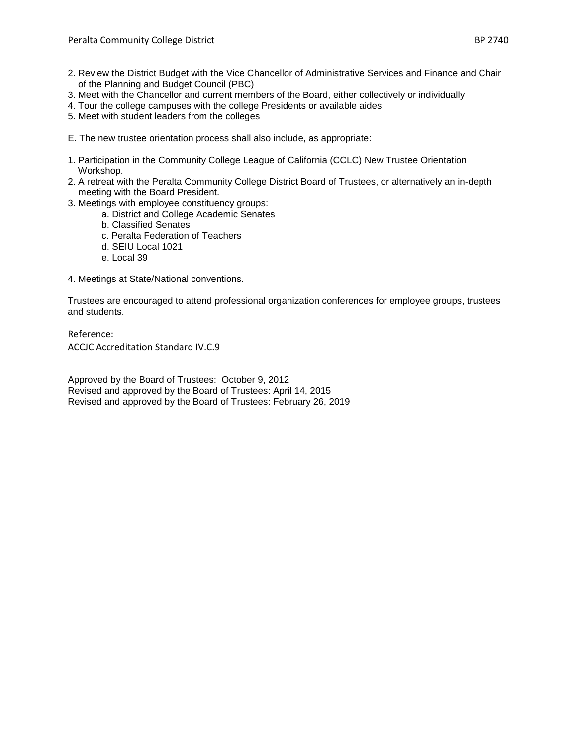2. Review the District Budget with the Vice Chancellor of Administrative Services and Finance and Chair of the Planning and Budget Council (PBC)
3. Meet with the Chancellor and current members of the Board, either collectively or individually
4. Tour the college campuses with the college Presidents or available aides
5. Meet with student leaders from the colleges

E. The new trustee orientation process shall also include, as appropriate:

1. Participation in the Community College League of California (CCLC) New Trustee Orientation Workshop.
2. A retreat with the Peralta Community College District Board of Trustees, or alternatively an in-depth meeting with the Board President.
3. Meetings with employee constituency groups:
    a. District and College Academic Senates
    b. Classified Senates
    c. Peralta Federation of Teachers
    d. SEIU Local 1021
    e. Local 39

4. Meetings at State/National conventions.

Trustees are encouraged to attend professional organization conferences for employee groups, trustees and students.

Reference:
ACCJC Accreditation Standard IV.C.9

Approved by the Board of Trustees: October 9, 2012
Revised and approved by the Board of Trustees: April 14, 2015
Revised and approved by the Board of Trustees: February 26, 2019